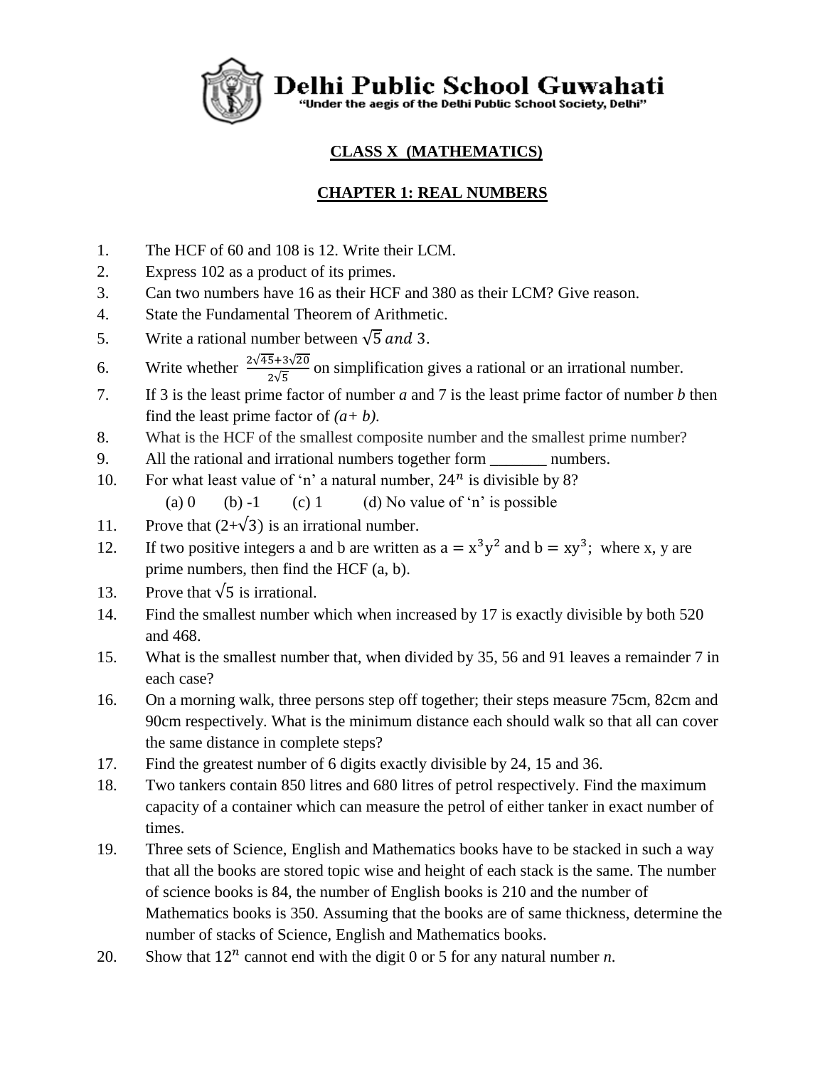# Delhi Public School Guwahati

"Under the aegis of the Delhi Public School Society, Delhi"

## CLASS X (MATHEMATICS)

## CHAPTER 1: REAL NUMBERS

1. The HCF of 60 and 108 is 12. Write their LCM.
2. Express 102 as a product of its primes.
3. Can two numbers have 16 as their HCF and 380 as their LCM? Give reason.
4. State the Fundamental Theorem of Arithmetic.
5. Write a rational number between $\sqrt{5}$ *and* 3.
6. Write whether $\frac{2\sqrt{45}+3\sqrt{20}}{2\sqrt{5}}$ on simplification gives a rational or an irrational number.
7. If 3 is the least prime factor of number *a* and 7 is the least prime factor of number *b* then find the least prime factor of *(a+ b).*
8. What is the HCF of the smallest composite number and the smallest prime number?
9. All the rational and irrational numbers together form _______ numbers.
10. For what least value of 'n' a natural number, $24^n$ is divisible by 8?
    (a) 0 (b) -1 (c) 1 (d) No value of 'n' is possible
11. Prove that $(2+\sqrt{3})$ is an irrational number.
12. If two positive integers a and b are written as $a = x^3y^2$ and $b = xy^3$; where x, y are prime numbers, then find the HCF (a, b).
13. Prove that $\sqrt{5}$ is irrational.
14. Find the smallest number which when increased by 17 is exactly divisible by both 520 and 468.
15. What is the smallest number that, when divided by 35, 56 and 91 leaves a remainder 7 in each case?
16. On a morning walk, three persons step off together; their steps measure 75cm, 82cm and 90cm respectively. What is the minimum distance each should walk so that all can cover the same distance in complete steps?
17. Find the greatest number of 6 digits exactly divisible by 24, 15 and 36.
18. Two tankers contain 850 litres and 680 litres of petrol respectively. Find the maximum capacity of a container which can measure the petrol of either tanker in exact number of times.
19. Three sets of Science, English and Mathematics books have to be stacked in such a way that all the books are stored topic wise and height of each stack is the same. The number of science books is 84, the number of English books is 210 and the number of Mathematics books is 350. Assuming that the books are of same thickness, determine the number of stacks of Science, English and Mathematics books.
20. Show that $12^n$ cannot end with the digit 0 or 5 for any natural number *n*.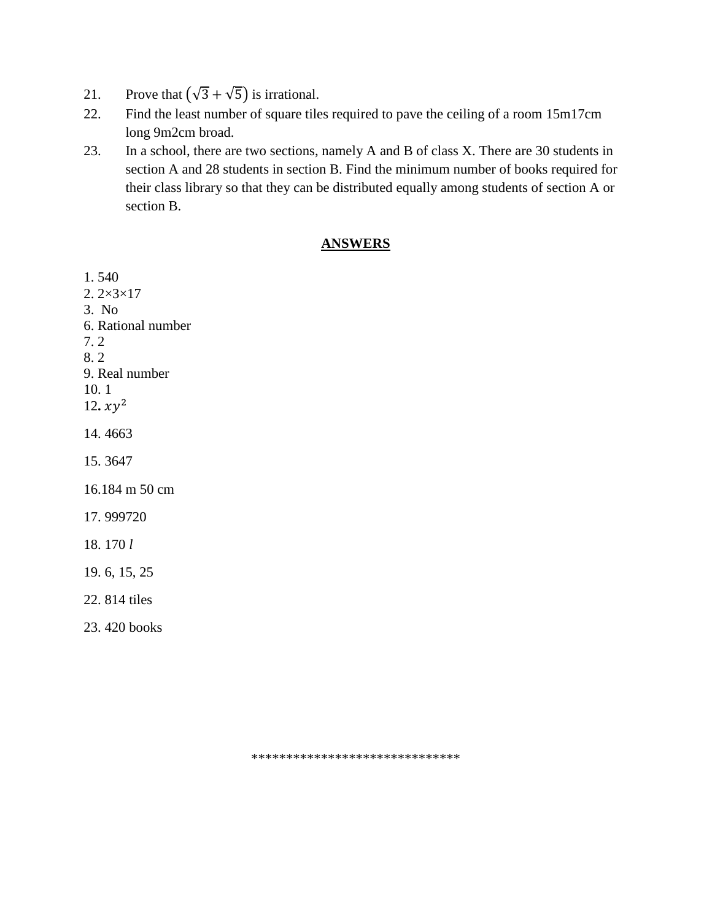21. Prove that $(\sqrt{3}+\sqrt{5})$ is irrational.
22. Find the least number of square tiles required to pave the ceiling of a room 15m17cm long 9m2cm broad.
23. In a school, there are two sections, namely A and B of class X. There are 30 students in section A and 28 students in section B. Find the minimum number of books required for their class library so that they can be distributed equally among students of section A or section B.

## ANSWERS

1. 540
2. 2×3×17
3. No
6. Rational number
7. 2
8. 2
9. Real number
10. 1
12. $xy^2$
14. 4663
15. 3647
16. 184 m 50 cm
17. 999720
18. 170 *l*
19. 6, 15, 25
22. 814 tiles
23. 420 books

******************************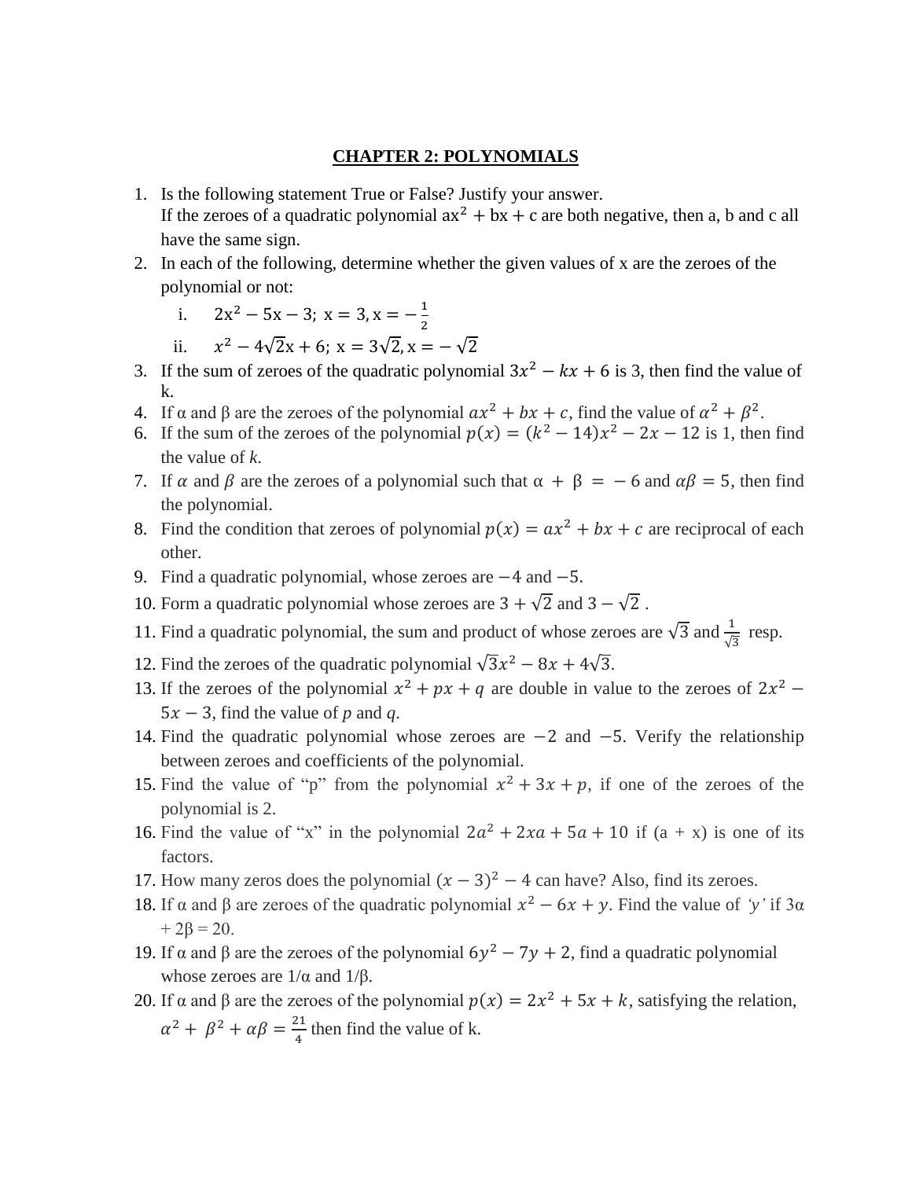# CHAPTER 2: POLYNOMIALS

1. Is the following statement True or False? Justify your answer.
   If the zeroes of a quadratic polynomial $ax^2 + bx + c$ are both negative, then a, b and c all have the same sign.
2. In each of the following, determine whether the given values of x are the zeroes of the polynomial or not:
   i. $2x^2 - 5x - 3;\ x = 3, x = -\frac{1}{2}$
   ii. $x^2 - 4\sqrt{2}x + 6;\ x = 3\sqrt{2}, x = -\sqrt{2}$
3. If the sum of zeroes of the quadratic polynomial $3x^2 - kx + 6$ is 3, then find the value of k.
4. If α and β are the zeroes of the polynomial $ax^2 + bx + c$, find the value of $\alpha^2 + \beta^2$.
6. If the sum of the zeroes of the polynomial $p(x) = (k^2 - 14)x^2 - 2x - 12$ is 1, then find the value of *k*.
7. If $\alpha$ and $\beta$ are the zeroes of a polynomial such that $\alpha + \beta = -6$ and $\alpha\beta = 5$, then find the polynomial.
8. Find the condition that zeroes of polynomial $p(x) = ax^2 + bx + c$ are reciprocal of each other.
9. Find a quadratic polynomial, whose zeroes are $-4$ and $-5$.
10. Form a quadratic polynomial whose zeroes are $3 + \sqrt{2}$ and $3 - \sqrt{2}$ .
11. Find a quadratic polynomial, the sum and product of whose zeroes are $\sqrt{3}$ and $\frac{1}{\sqrt{3}}$ resp.
12. Find the zeroes of the quadratic polynomial $\sqrt{3}x^2 - 8x + 4\sqrt{3}$.
13. If the zeroes of the polynomial $x^2 + px + q$ are double in value to the zeroes of $2x^2 - 5x - 3$, find the value of *p* and *q*.
14. Find the quadratic polynomial whose zeroes are $-2$ and $-5$. Verify the relationship between zeroes and coefficients of the polynomial.
15. Find the value of "p" from the polynomial $x^2 + 3x + p$, if one of the zeroes of the polynomial is 2.
16. Find the value of "x" in the polynomial $2a^2 + 2xa + 5a + 10$ if (a + x) is one of its factors.
17. How many zeros does the polynomial $(x - 3)^2 - 4$ can have? Also, find its zeroes.
18. If α and β are zeroes of the quadratic polynomial $x^2 - 6x + y$. Find the value of *'y'* if 3α + 2β = 20.
19. If α and β are the zeroes of the polynomial $6y^2 - 7y + 2$, find a quadratic polynomial whose zeroes are 1/α and 1/β.
20. If α and β are the zeroes of the polynomial $p(x) = 2x^2 + 5x + k$, satisfying the relation, $\alpha^2 + \beta^2 + \alpha\beta = \frac{21}{4}$ then find the value of k.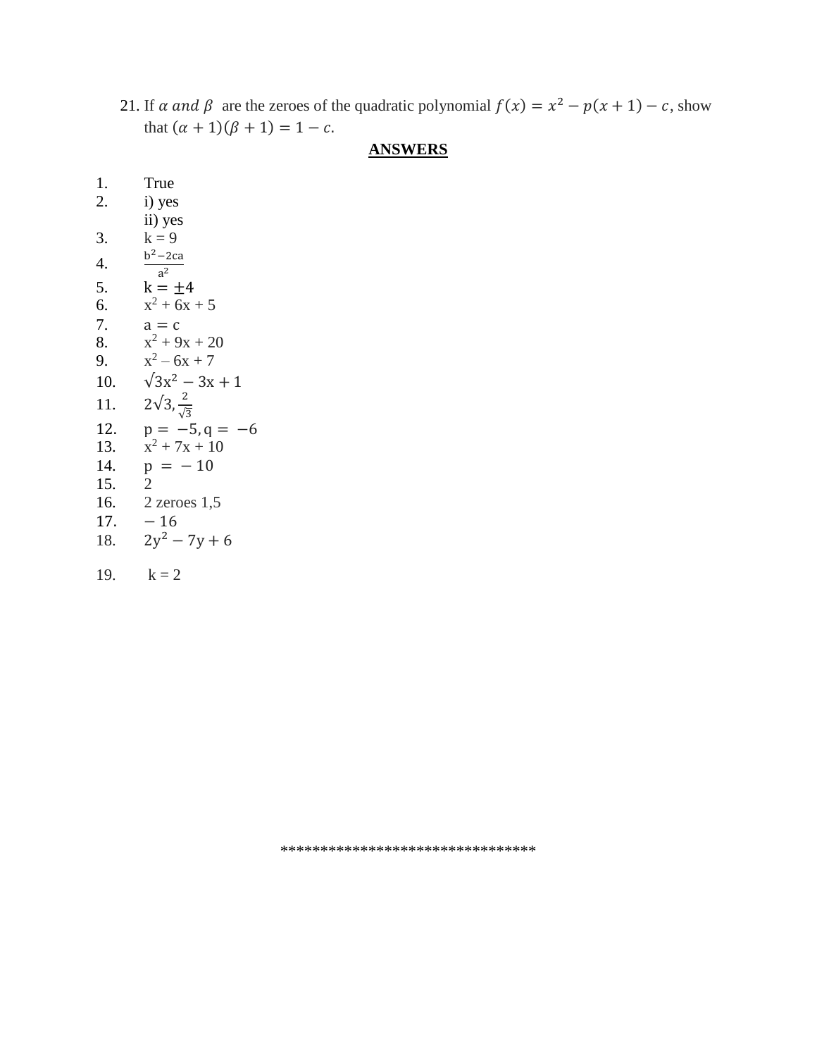21. If $\alpha$ *and* $\beta$ are the zeroes of the quadratic polynomial $f(x) = x^2 - p(x+1) - c$, show that $(\alpha + 1)(\beta + 1) = 1 - c$.

## ANSWERS

1. True
2. i) yes
   ii) yes
3. k = 9
4. $\frac{b^2 - 2ca}{a^2}$
5. $k = \pm 4$
6. $x^2 + 6x + 5$
7. $a = c$
8. $x^2 + 9x + 20$
9. $x^2 - 6x + 7$
10. $\sqrt{3}x^2 - 3x + 1$
11. $2\sqrt{3}, \frac{2}{\sqrt{3}}$
12. $p = -5, q = -6$
13. $x^2 + 7x + 10$
14. $p = -10$
15. 2
16. 2 zeroes 1,5
17. $-16$
18. $2y^2 - 7y + 6$
19. k = 2

*******************************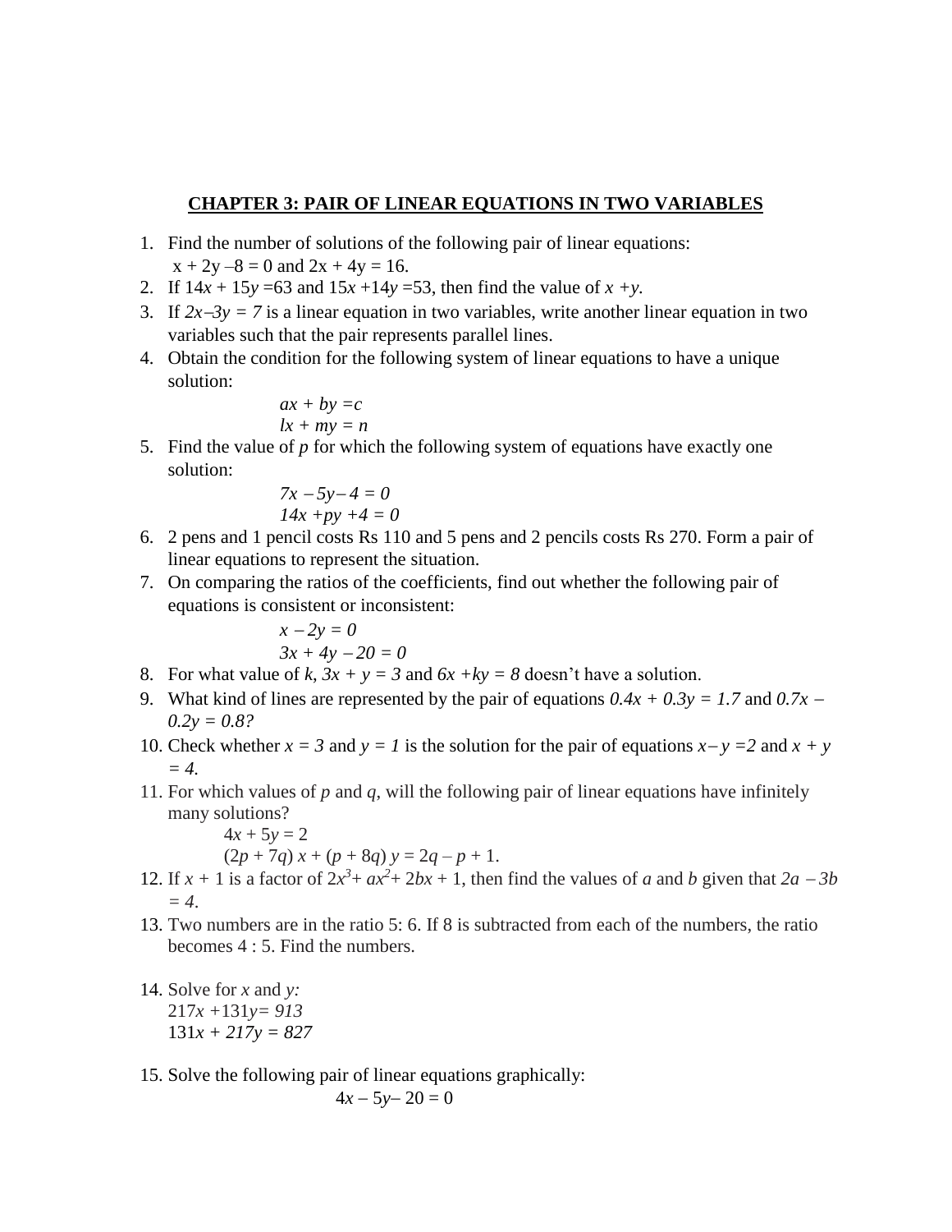## CHAPTER 3: PAIR OF LINEAR EQUATIONS IN TWO VARIABLES

1. Find the number of solutions of the following pair of linear equations:
   $x + 2y - 8 = 0$ and $2x + 4y = 16$.
2. If $14x + 15y = 63$ and $15x + 14y = 53$, then find the value of $x + y$.
3. If $2x - 3y = 7$ is a linear equation in two variables, write another linear equation in two variables such that the pair represents parallel lines.
4. Obtain the condition for the following system of linear equations to have a unique solution:
   $$ax + by = c$$
   $$lx + my = n$$
5. Find the value of $p$ for which the following system of equations have exactly one solution:
   $$7x - 5y - 4 = 0$$
   $$14x + py + 4 = 0$$
6. 2 pens and 1 pencil costs Rs 110 and 5 pens and 2 pencils costs Rs 270. Form a pair of linear equations to represent the situation.
7. On comparing the ratios of the coefficients, find out whether the following pair of equations is consistent or inconsistent:
   $$x - 2y = 0$$
   $$3x + 4y - 20 = 0$$
8. For what value of $k$, $3x + y = 3$ and $6x + ky = 8$ doesn't have a solution.
9. What kind of lines are represented by the pair of equations $0.4x + 0.3y = 1.7$ and $0.7x - 0.2y = 0.8$?
10. Check whether $x = 3$ and $y = 1$ is the solution for the pair of equations $x - y = 2$ and $x + y = 4$.
11. For which values of $p$ and $q$, will the following pair of linear equations have infinitely many solutions?
    $$4x + 5y = 2$$
    $$(2p + 7q)x + (p + 8q)y = 2q - p + 1.$$
12. If $x + 1$ is a factor of $2x^3 + ax^2 + 2bx + 1$, then find the values of $a$ and $b$ given that $2a - 3b = 4$.
13. Two numbers are in the ratio 5: 6. If 8 is subtracted from each of the numbers, the ratio becomes 4 : 5. Find the numbers.

14. Solve for $x$ and $y$:
    $217x + 131y = 913$
    $131x + 217y = 827$

15. Solve the following pair of linear equations graphically:
    $$4x - 5y - 20 = 0$$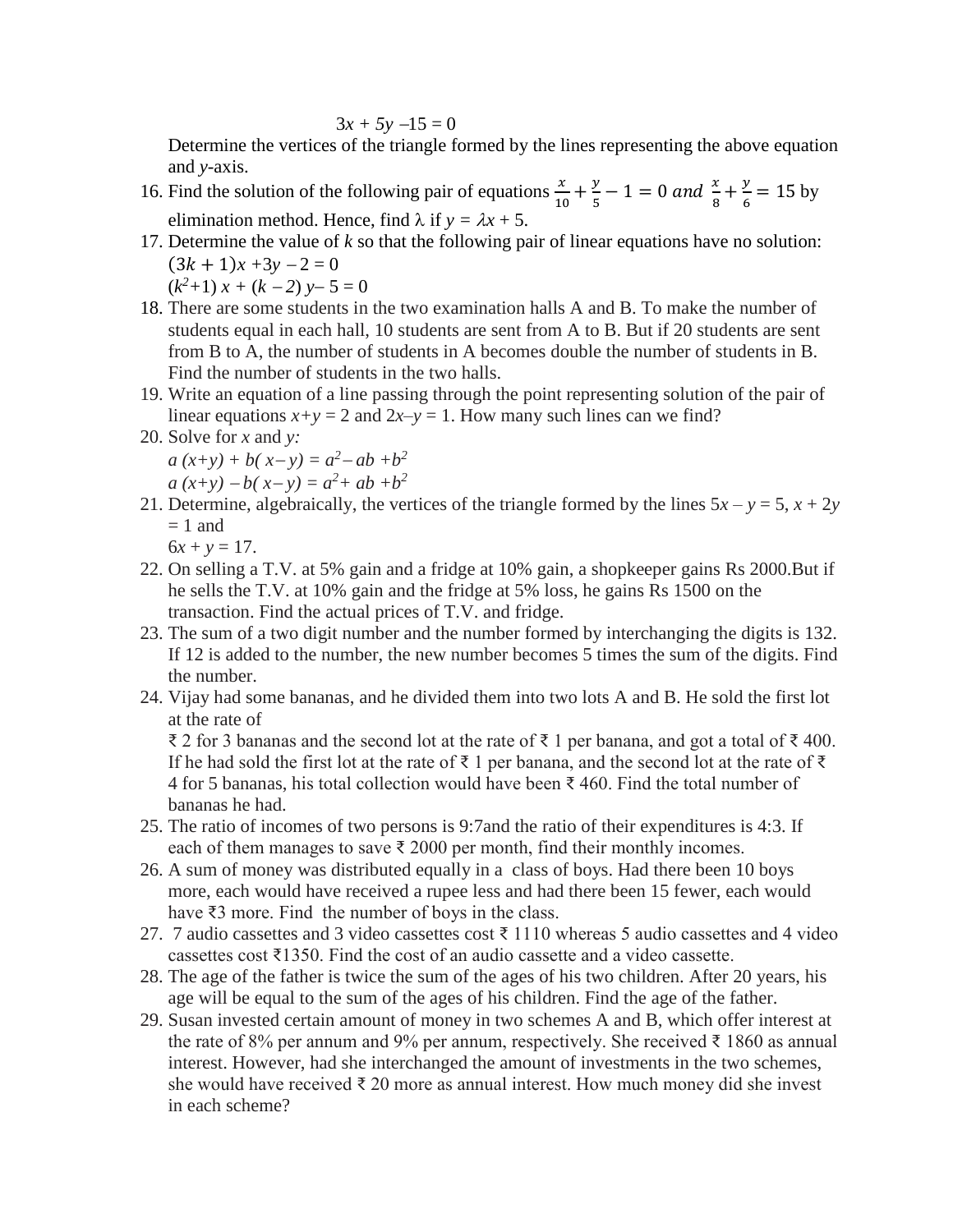$3x + 5y - 15 = 0$

Determine the vertices of the triangle formed by the lines representing the above equation and $y$-axis.

16. Find the solution of the following pair of equations $\frac{x}{10} + \frac{y}{5} - 1 = 0$ *and* $\frac{x}{8} + \frac{y}{6} = 15$ by elimination method. Hence, find $\lambda$ if $y = \lambda x + 5$.
17. Determine the value of $k$ so that the following pair of linear equations have no solution:
    $(3k + 1)x + 3y - 2 = 0$
    $(k^2+1)x + (k - 2)y - 5 = 0$
18. There are some students in the two examination halls A and B. To make the number of students equal in each hall, 10 students are sent from A to B. But if 20 students are sent from B to A, the number of students in A becomes double the number of students in B. Find the number of students in the two halls.
19. Write an equation of a line passing through the point representing solution of the pair of linear equations $x+y = 2$ and $2x-y = 1$. How many such lines can we find?
20. Solve for $x$ and $y$:
    $a(x+y) + b(x-y) = a^2 - ab + b^2$
    $a(x+y) - b(x-y) = a^2 + ab + b^2$
21. Determine, algebraically, the vertices of the triangle formed by the lines $5x - y = 5$, $x + 2y = 1$ and
    $6x + y = 17$.
22. On selling a T.V. at 5% gain and a fridge at 10% gain, a shopkeeper gains Rs 2000.But if he sells the T.V. at 10% gain and the fridge at 5% loss, he gains Rs 1500 on the transaction. Find the actual prices of T.V. and fridge.
23. The sum of a two digit number and the number formed by interchanging the digits is 132. If 12 is added to the number, the new number becomes 5 times the sum of the digits. Find the number.
24. Vijay had some bananas, and he divided them into two lots A and B. He sold the first lot at the rate of
    ₹ 2 for 3 bananas and the second lot at the rate of ₹ 1 per banana, and got a total of ₹ 400. If he had sold the first lot at the rate of ₹ 1 per banana, and the second lot at the rate of ₹ 4 for 5 bananas, his total collection would have been ₹ 460. Find the total number of bananas he had.
25. The ratio of incomes of two persons is 9:7and the ratio of their expenditures is 4:3. If each of them manages to save ₹ 2000 per month, find their monthly incomes.
26. A sum of money was distributed equally in a class of boys. Had there been 10 boys more, each would have received a rupee less and had there been 15 fewer, each would have ₹3 more. Find the number of boys in the class.
27. 7 audio cassettes and 3 video cassettes cost ₹ 1110 whereas 5 audio cassettes and 4 video cassettes cost ₹1350. Find the cost of an audio cassette and a video cassette.
28. The age of the father is twice the sum of the ages of his two children. After 20 years, his age will be equal to the sum of the ages of his children. Find the age of the father.
29. Susan invested certain amount of money in two schemes A and B, which offer interest at the rate of 8% per annum and 9% per annum, respectively. She received ₹ 1860 as annual interest. However, had she interchanged the amount of investments in the two schemes, she would have received ₹ 20 more as annual interest. How much money did she invest in each scheme?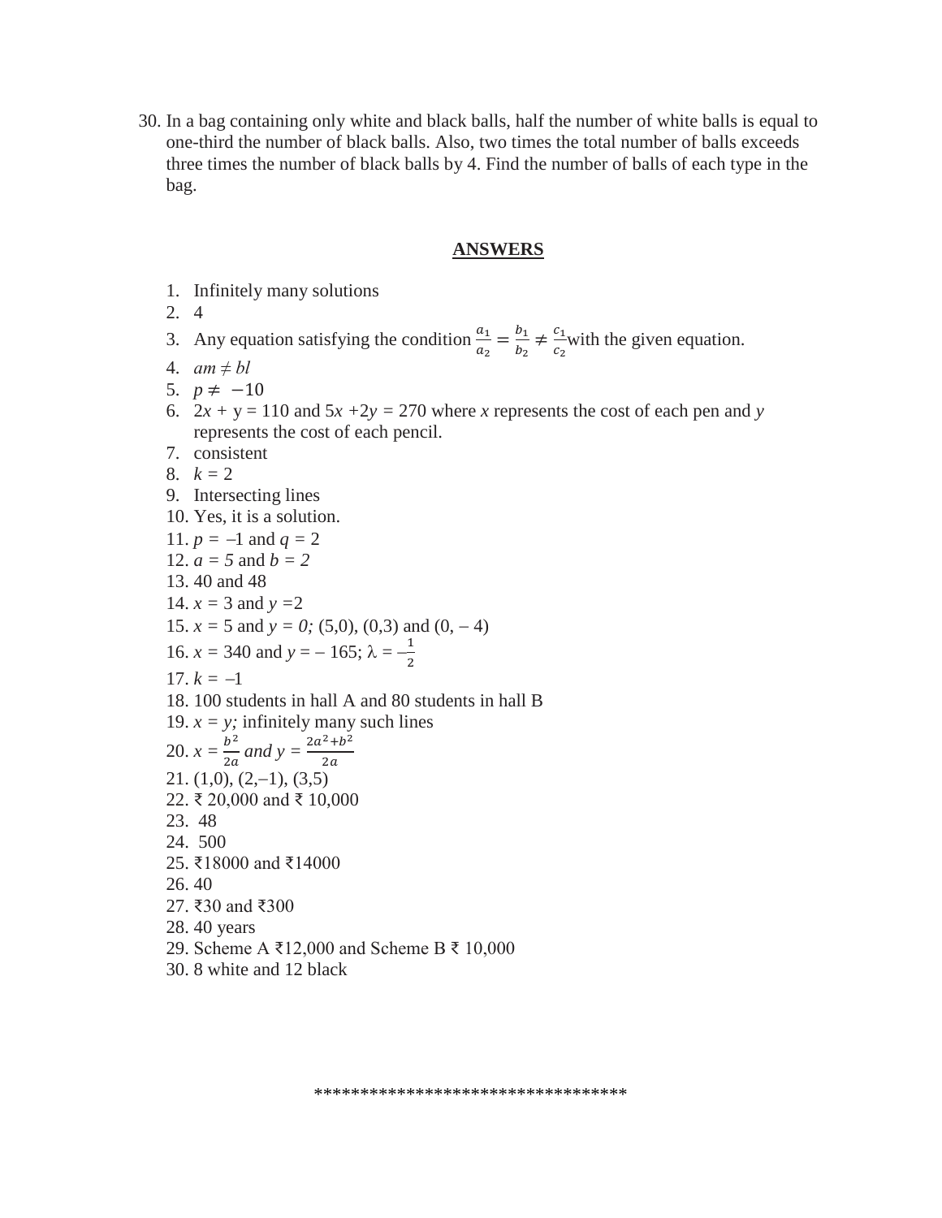30. In a bag containing only white and black balls, half the number of white balls is equal to one-third the number of black balls. Also, two times the total number of balls exceeds three times the number of black balls by 4. Find the number of balls of each type in the bag.

## ANSWERS

1. Infinitely many solutions
2. 4
3. Any equation satisfying the condition $\frac{a_1}{a_2} = \frac{b_1}{b_2} \neq \frac{c_1}{c_2}$ with the given equation.
4. $am \neq bl$
5. $p \neq -10$
6. $2x + y = 110$ and $5x + 2y = 270$ where $x$ represents the cost of each pen and $y$ represents the cost of each pencil.
7. consistent
8. $k = 2$
9. Intersecting lines
10. Yes, it is a solution.
11. $p = -1$ and $q = 2$
12. $a = 5$ and $b = 2$
13. 40 and 48
14. $x = 3$ and $y = 2$
15. $x = 5$ and $y = 0$; (5,0), (0,3) and (0, – 4)
16. $x = 340$ and $y = -165$; $\lambda = -\frac{1}{2}$
17. $k = -1$
18. 100 students in hall A and 80 students in hall B
19. $x = y$; infinitely many such lines
20. $x = \frac{b^2}{2a}$ and $y = \frac{2a^2 + b^2}{2a}$
21. (1,0), (2,–1), (3,5)
22. ₹ 20,000 and ₹ 10,000
23. 48
24. 500
25. ₹18000 and ₹14000
26. 40
27. ₹30 and ₹300
28. 40 years
29. Scheme A ₹12,000 and Scheme B ₹ 10,000
30. 8 white and 12 black

*********************************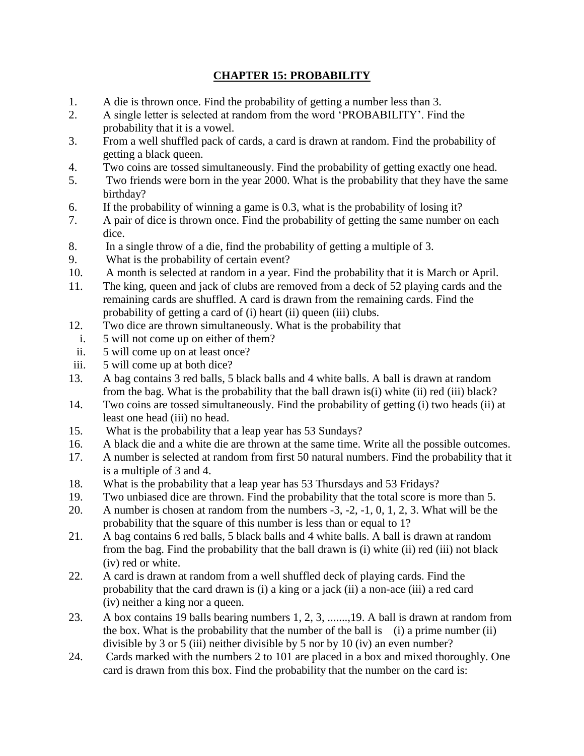# CHAPTER 15: PROBABILITY

1. A die is thrown once. Find the probability of getting a number less than 3.
2. A single letter is selected at random from the word 'PROBABILITY'. Find the probability that it is a vowel.
3. From a well shuffled pack of cards, a card is drawn at random. Find the probability of getting a black queen.
4. Two coins are tossed simultaneously. Find the probability of getting exactly one head.
5. Two friends were born in the year 2000. What is the probability that they have the same birthday?
6. If the probability of winning a game is 0.3, what is the probability of losing it?
7. A pair of dice is thrown once. Find the probability of getting the same number on each dice.
8. In a single throw of a die, find the probability of getting a multiple of 3.
9. What is the probability of certain event?
10. A month is selected at random in a year. Find the probability that it is March or April.
11. The king, queen and jack of clubs are removed from a deck of 52 playing cards and the remaining cards are shuffled. A card is drawn from the remaining cards. Find the probability of getting a card of (i) heart (ii) queen (iii) clubs.
12. Two dice are thrown simultaneously. What is the probability that
    i. 5 will not come up on either of them?
    ii. 5 will come up on at least once?
    iii. 5 will come up at both dice?
13. A bag contains 3 red balls, 5 black balls and 4 white balls. A ball is drawn at random from the bag. What is the probability that the ball drawn is(i) white (ii) red (iii) black?
14. Two coins are tossed simultaneously. Find the probability of getting (i) two heads (ii) at least one head (iii) no head.
15. What is the probability that a leap year has 53 Sundays?
16. A black die and a white die are thrown at the same time. Write all the possible outcomes.
17. A number is selected at random from first 50 natural numbers. Find the probability that it is a multiple of 3 and 4.
18. What is the probability that a leap year has 53 Thursdays and 53 Fridays?
19. Two unbiased dice are thrown. Find the probability that the total score is more than 5.
20. A number is chosen at random from the numbers -3, -2, -1, 0, 1, 2, 3. What will be the probability that the square of this number is less than or equal to 1?
21. A bag contains 6 red balls, 5 black balls and 4 white balls. A ball is drawn at random from the bag. Find the probability that the ball drawn is (i) white (ii) red (iii) not black (iv) red or white.
22. A card is drawn at random from a well shuffled deck of playing cards. Find the probability that the card drawn is (i) a king or a jack (ii) a non-ace (iii) a red card (iv) neither a king nor a queen.
23. A box contains 19 balls bearing numbers 1, 2, 3, .......,19. A ball is drawn at random from the box. What is the probability that the number of the ball is (i) a prime number (ii) divisible by 3 or 5 (iii) neither divisible by 5 nor by 10 (iv) an even number?
24. Cards marked with the numbers 2 to 101 are placed in a box and mixed thoroughly. One card is drawn from this box. Find the probability that the number on the card is: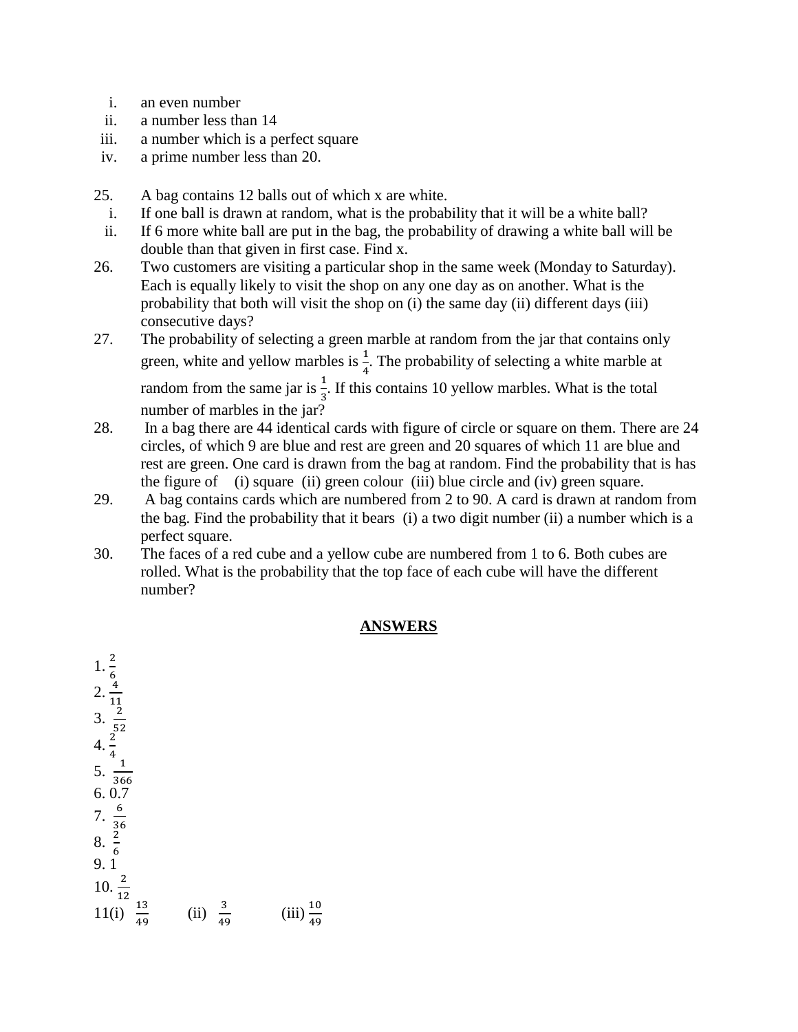i. an even number
ii. a number less than 14
iii. a number which is a perfect square
iv. a prime number less than 20.

25. A bag contains 12 balls out of which x are white.
   i. If one ball is drawn at random, what is the probability that it will be a white ball?
   ii. If 6 more white ball are put in the bag, the probability of drawing a white ball will be double than that given in first case. Find x.
26. Two customers are visiting a particular shop in the same week (Monday to Saturday). Each is equally likely to visit the shop on any one day as on another. What is the probability that both will visit the shop on (i) the same day (ii) different days (iii) consecutive days?
27. The probability of selecting a green marble at random from the jar that contains only green, white and yellow marbles is $\frac{1}{4}$. The probability of selecting a white marble at random from the same jar is $\frac{1}{3}$. If this contains 10 yellow marbles. What is the total number of marbles in the jar?
28. In a bag there are 44 identical cards with figure of circle or square on them. There are 24 circles, of which 9 are blue and rest are green and 20 squares of which 11 are blue and rest are green. One card is drawn from the bag at random. Find the probability that is has the figure of (i) square (ii) green colour (iii) blue circle and (iv) green square.
29. A bag contains cards which are numbered from 2 to 90. A card is drawn at random from the bag. Find the probability that it bears (i) a two digit number (ii) a number which is a perfect square.
30. The faces of a red cube and a yellow cube are numbered from 1 to 6. Both cubes are rolled. What is the probability that the top face of each cube will have the different number?

## ANSWERS

1. $\frac{2}{6}$
2. $\frac{4}{11}$
3. $\frac{2}{52}$
4. $\frac{2}{4}$
5. $\frac{1}{366}$
6. 0.7
7. $\frac{6}{36}$
8. $\frac{2}{6}$
9. 1
10. $\frac{2}{12}$
11. (i) $\frac{13}{49}$ (ii) $\frac{3}{49}$ (iii) $\frac{10}{49}$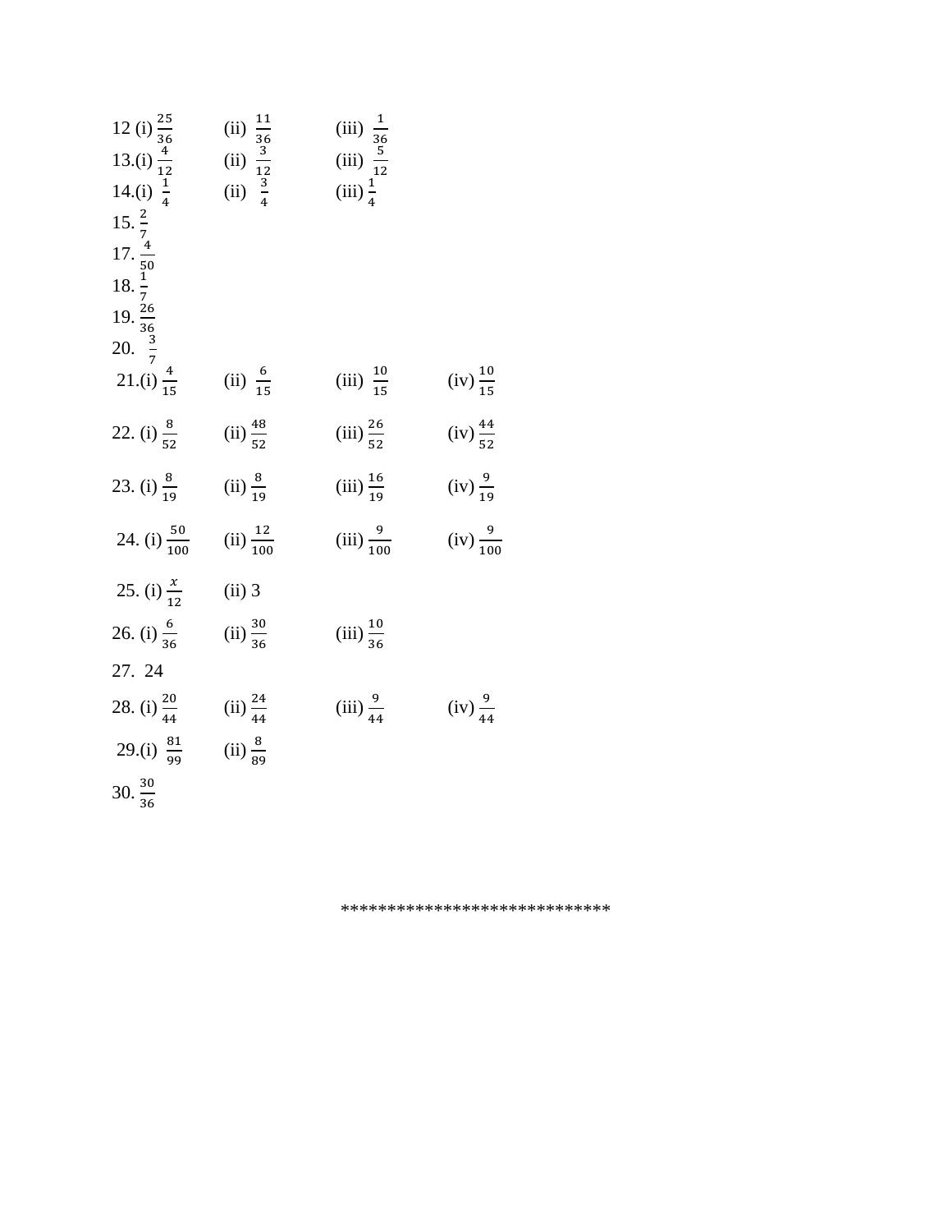12 (i) $\frac{25}{36}$ (ii) $\frac{11}{36}$ (iii) $\frac{1}{36}$

13.(i) $\frac{4}{12}$ (ii) $\frac{3}{12}$ (iii) $\frac{5}{12}$

14.(i) $\frac{1}{4}$ (ii) $\frac{3}{4}$ (iii) $\frac{1}{4}$

15. $\frac{2}{7}$

17. $\frac{4}{50}$

18. $\frac{1}{7}$

19. $\frac{26}{36}$

20. $\frac{3}{7}$

21.(i) $\frac{4}{15}$ (ii) $\frac{6}{15}$ (iii) $\frac{10}{15}$ (iv) $\frac{10}{15}$

22. (i) $\frac{8}{52}$ (ii) $\frac{48}{52}$ (iii) $\frac{26}{52}$ (iv) $\frac{44}{52}$

23. (i) $\frac{8}{19}$ (ii) $\frac{8}{19}$ (iii) $\frac{16}{19}$ (iv) $\frac{9}{19}$

24. (i) $\frac{50}{100}$ (ii) $\frac{12}{100}$ (iii) $\frac{9}{100}$ (iv) $\frac{9}{100}$

25. (i) $\frac{x}{12}$ (ii) 3

26. (i) $\frac{6}{36}$ (ii) $\frac{30}{36}$ (iii) $\frac{10}{36}$

27. 24

28. (i) $\frac{20}{44}$ (ii) $\frac{24}{44}$ (iii) $\frac{9}{44}$ (iv) $\frac{9}{44}$

29.(i) $\frac{81}{99}$ (ii) $\frac{8}{89}$

30. $\frac{30}{36}$

***************************